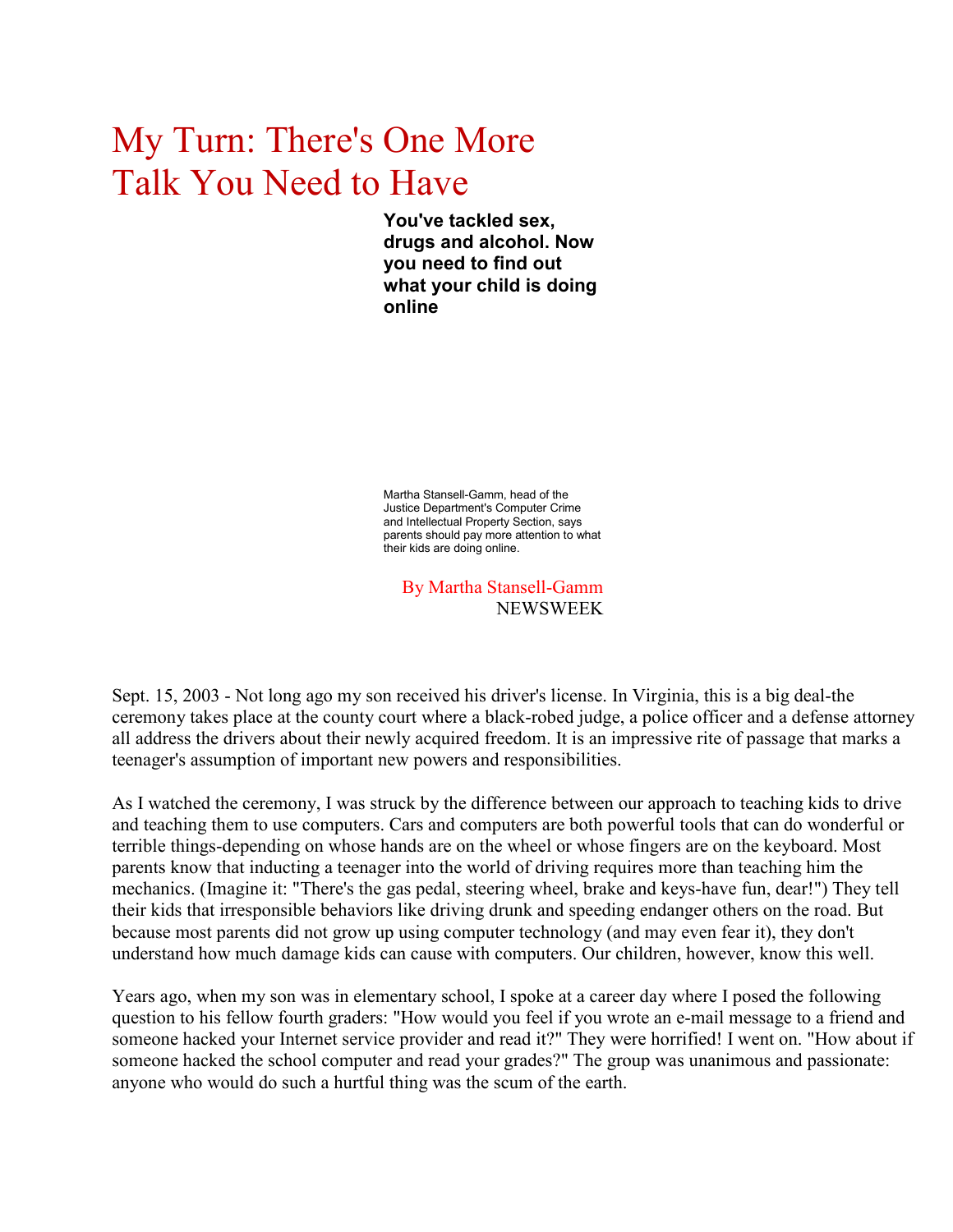# My Turn: There's One More Talk You Need to Have

**You've tackled sex, drugs and alcohol. Now you need to find out what your child is doing online**

Martha Stansell-Gamm, head of the Justice Department's Computer Crime and Intellectual Property Section, says parents should pay more attention to what their kids are doing online.

By Martha Stansell-Gamm
NEWSWEEK

Sept. 15, 2003 - Not long ago my son received his driver's license. In Virginia, this is a big deal-the ceremony takes place at the county court where a black-robed judge, a police officer and a defense attorney all address the drivers about their newly acquired freedom. It is an impressive rite of passage that marks a teenager's assumption of important new powers and responsibilities.

As I watched the ceremony, I was struck by the difference between our approach to teaching kids to drive and teaching them to use computers. Cars and computers are both powerful tools that can do wonderful or terrible things-depending on whose hands are on the wheel or whose fingers are on the keyboard. Most parents know that inducting a teenager into the world of driving requires more than teaching him the mechanics. (Imagine it: "There's the gas pedal, steering wheel, brake and keys-have fun, dear!") They tell their kids that irresponsible behaviors like driving drunk and speeding endanger others on the road. But because most parents did not grow up using computer technology (and may even fear it), they don't understand how much damage kids can cause with computers. Our children, however, know this well.

Years ago, when my son was in elementary school, I spoke at a career day where I posed the following question to his fellow fourth graders: "How would you feel if you wrote an e-mail message to a friend and someone hacked your Internet service provider and read it?" They were horrified! I went on. "How about if someone hacked the school computer and read your grades?" The group was unanimous and passionate: anyone who would do such a hurtful thing was the scum of the earth.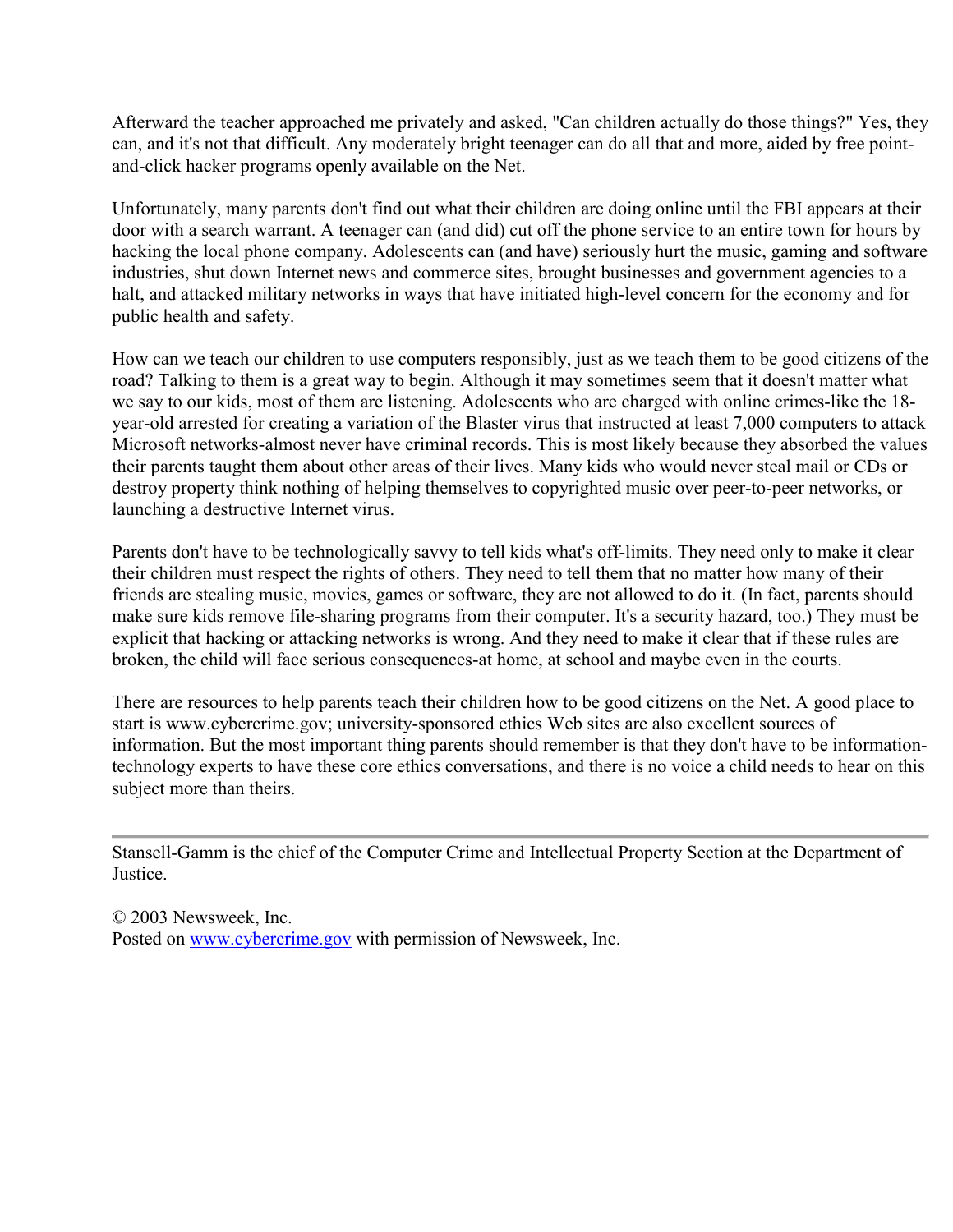Afterward the teacher approached me privately and asked, "Can children actually do those things?" Yes, they can, and it's not that difficult. Any moderately bright teenager can do all that and more, aided by free point-and-click hacker programs openly available on the Net.

Unfortunately, many parents don't find out what their children are doing online until the FBI appears at their door with a search warrant. A teenager can (and did) cut off the phone service to an entire town for hours by hacking the local phone company. Adolescents can (and have) seriously hurt the music, gaming and software industries, shut down Internet news and commerce sites, brought businesses and government agencies to a halt, and attacked military networks in ways that have initiated high-level concern for the economy and for public health and safety.

How can we teach our children to use computers responsibly, just as we teach them to be good citizens of the road? Talking to them is a great way to begin. Although it may sometimes seem that it doesn't matter what we say to our kids, most of them are listening. Adolescents who are charged with online crimes-like the 18-year-old arrested for creating a variation of the Blaster virus that instructed at least 7,000 computers to attack Microsoft networks-almost never have criminal records. This is most likely because they absorbed the values their parents taught them about other areas of their lives. Many kids who would never steal mail or CDs or destroy property think nothing of helping themselves to copyrighted music over peer-to-peer networks, or launching a destructive Internet virus.

Parents don't have to be technologically savvy to tell kids what's off-limits. They need only to make it clear their children must respect the rights of others. They need to tell them that no matter how many of their friends are stealing music, movies, games or software, they are not allowed to do it. (In fact, parents should make sure kids remove file-sharing programs from their computer. It's a security hazard, too.) They must be explicit that hacking or attacking networks is wrong. And they need to make it clear that if these rules are broken, the child will face serious consequences-at home, at school and maybe even in the courts.

There are resources to help parents teach their children how to be good citizens on the Net. A good place to start is www.cybercrime.gov; university-sponsored ethics Web sites are also excellent sources of information. But the most important thing parents should remember is that they don't have to be information-technology experts to have these core ethics conversations, and there is no voice a child needs to hear on this subject more than theirs.

---

Stansell-Gamm is the chief of the Computer Crime and Intellectual Property Section at the Department of Justice.

© 2003 Newsweek, Inc.
Posted on [www.cybercrime.gov](http://www.cybercrime.gov) with permission of Newsweek, Inc.